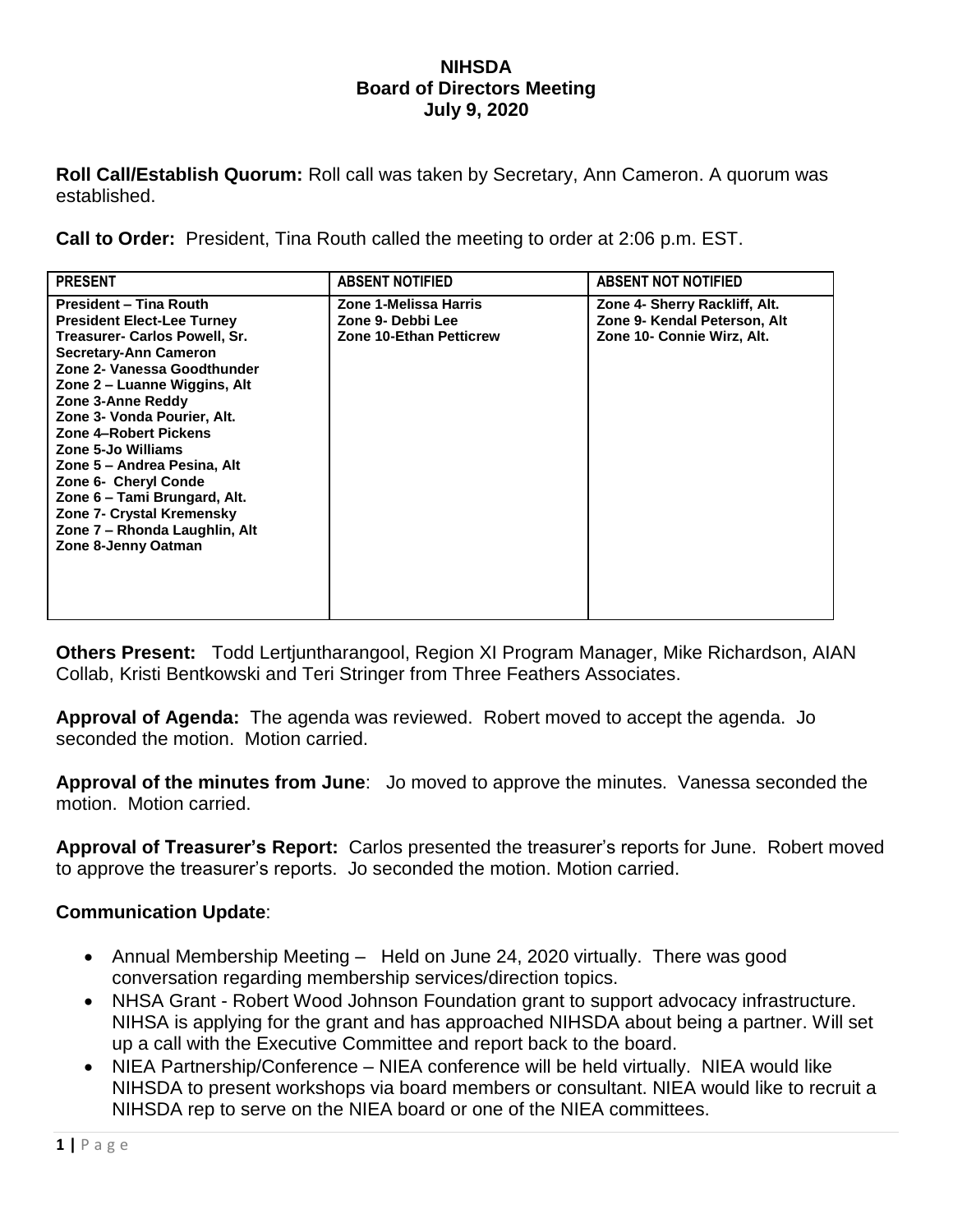# NIHSDA
## Board of Directors Meeting
### July 9, 2020

**Roll Call/Establish Quorum:** Roll call was taken by Secretary, Ann Cameron. A quorum was established.

**Call to Order:** President, Tina Routh called the meeting to order at 2:06 p.m. EST.

| PRESENT | ABSENT NOTIFIED | ABSENT NOT NOTIFIED |
|---|---|---|
| President – Tina Routh<br>President Elect-Lee Turney<br>Treasurer- Carlos Powell, Sr.<br>Secretary-Ann Cameron<br>Zone 2- Vanessa Goodthunder<br>Zone 2 – Luanne Wiggins, Alt<br>Zone 3-Anne Reddy<br>Zone 3- Vonda Pourier, Alt.<br>Zone 4–Robert Pickens<br>Zone 5-Jo Williams<br>Zone 5 – Andrea Pesina, Alt<br>Zone 6- Cheryl Conde<br>Zone 6 – Tami Brungard, Alt.<br>Zone 7- Crystal Kremensky<br>Zone 7 – Rhonda Laughlin, Alt<br>Zone 8-Jenny Oatman | Zone 1-Melissa Harris<br>Zone 9- Debbi Lee<br>Zone 10-Ethan Petticrew | Zone 4- Sherry Rackliff, Alt.<br>Zone 9- Kendal Peterson, Alt<br>Zone 10- Connie Wirz, Alt. |

**Others Present:** Todd Lertjuntharangool, Region XI Program Manager, Mike Richardson, AIAN Collab, Kristi Bentkowski and Teri Stringer from Three Feathers Associates.

**Approval of Agenda:** The agenda was reviewed. Robert moved to accept the agenda. Jo seconded the motion. Motion carried.

**Approval of the minutes from June**: Jo moved to approve the minutes. Vanessa seconded the motion. Motion carried.

**Approval of Treasurer's Report:** Carlos presented the treasurer's reports for June. Robert moved to approve the treasurer's reports. Jo seconded the motion. Motion carried.

**Communication Update**:

- Annual Membership Meeting – Held on June 24, 2020 virtually. There was good conversation regarding membership services/direction topics.
- NHSA Grant - Robert Wood Johnson Foundation grant to support advocacy infrastructure. NIHSA is applying for the grant and has approached NIHSDA about being a partner. Will set up a call with the Executive Committee and report back to the board.
- NIEA Partnership/Conference – NIEA conference will be held virtually. NIEA would like NIHSDA to present workshops via board members or consultant. NIEA would like to recruit a NIHSDA rep to serve on the NIEA board or one of the NIEA committees.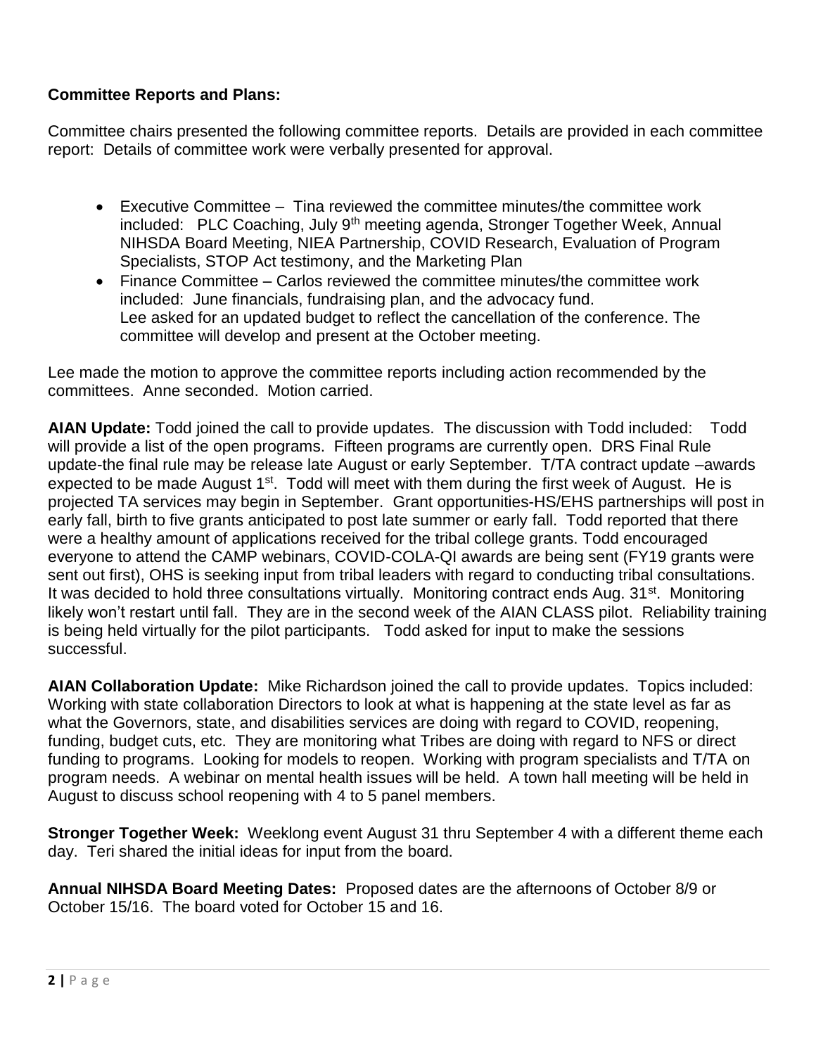**Committee Reports and Plans:**

Committee chairs presented the following committee reports. Details are provided in each committee report: Details of committee work were verbally presented for approval.

- Executive Committee – Tina reviewed the committee minutes/the committee work included: PLC Coaching, July 9th meeting agenda, Stronger Together Week, Annual NIHSDA Board Meeting, NIEA Partnership, COVID Research, Evaluation of Program Specialists, STOP Act testimony, and the Marketing Plan
- Finance Committee – Carlos reviewed the committee minutes/the committee work included: June financials, fundraising plan, and the advocacy fund.
  Lee asked for an updated budget to reflect the cancellation of the conference. The committee will develop and present at the October meeting.

Lee made the motion to approve the committee reports including action recommended by the committees. Anne seconded. Motion carried.

**AIAN Update:** Todd joined the call to provide updates. The discussion with Todd included: Todd will provide a list of the open programs. Fifteen programs are currently open. DRS Final Rule update-the final rule may be release late August or early September. T/TA contract update –awards expected to be made August 1st. Todd will meet with them during the first week of August. He is projected TA services may begin in September. Grant opportunities-HS/EHS partnerships will post in early fall, birth to five grants anticipated to post late summer or early fall. Todd reported that there were a healthy amount of applications received for the tribal college grants. Todd encouraged everyone to attend the CAMP webinars, COVID-COLA-QI awards are being sent (FY19 grants were sent out first), OHS is seeking input from tribal leaders with regard to conducting tribal consultations. It was decided to hold three consultations virtually. Monitoring contract ends Aug. 31st. Monitoring likely won't restart until fall. They are in the second week of the AIAN CLASS pilot. Reliability training is being held virtually for the pilot participants. Todd asked for input to make the sessions successful.

**AIAN Collaboration Update:** Mike Richardson joined the call to provide updates. Topics included: Working with state collaboration Directors to look at what is happening at the state level as far as what the Governors, state, and disabilities services are doing with regard to COVID, reopening, funding, budget cuts, etc. They are monitoring what Tribes are doing with regard to NFS or direct funding to programs. Looking for models to reopen. Working with program specialists and T/TA on program needs. A webinar on mental health issues will be held. A town hall meeting will be held in August to discuss school reopening with 4 to 5 panel members.

**Stronger Together Week:** Weeklong event August 31 thru September 4 with a different theme each day. Teri shared the initial ideas for input from the board.

**Annual NIHSDA Board Meeting Dates:** Proposed dates are the afternoons of October 8/9 or October 15/16. The board voted for October 15 and 16.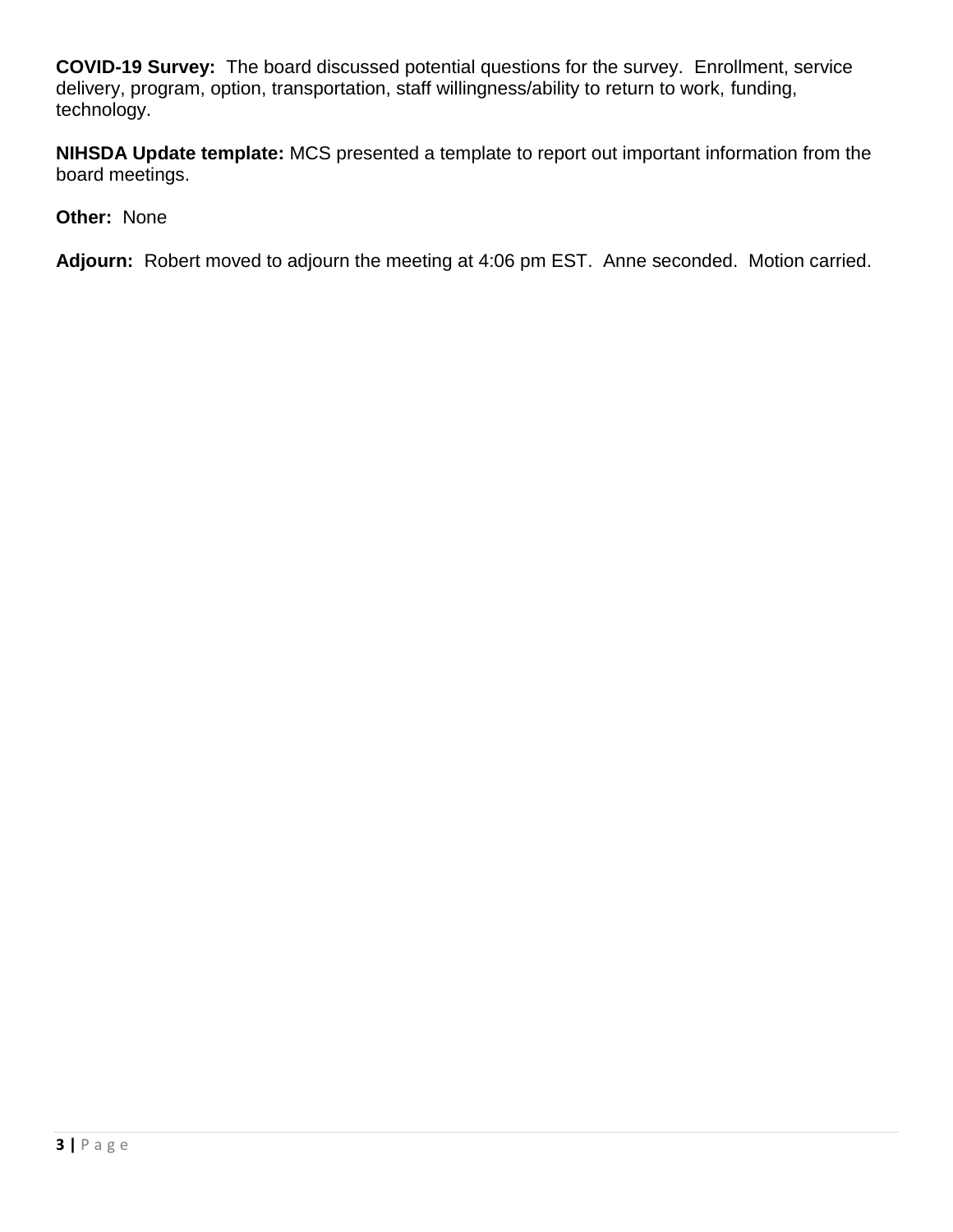**COVID-19 Survey:** The board discussed potential questions for the survey. Enrollment, service delivery, program, option, transportation, staff willingness/ability to return to work, funding, technology.

**NIHSDA Update template:** MCS presented a template to report out important information from the board meetings.

**Other:** None

**Adjourn:** Robert moved to adjourn the meeting at 4:06 pm EST. Anne seconded. Motion carried.